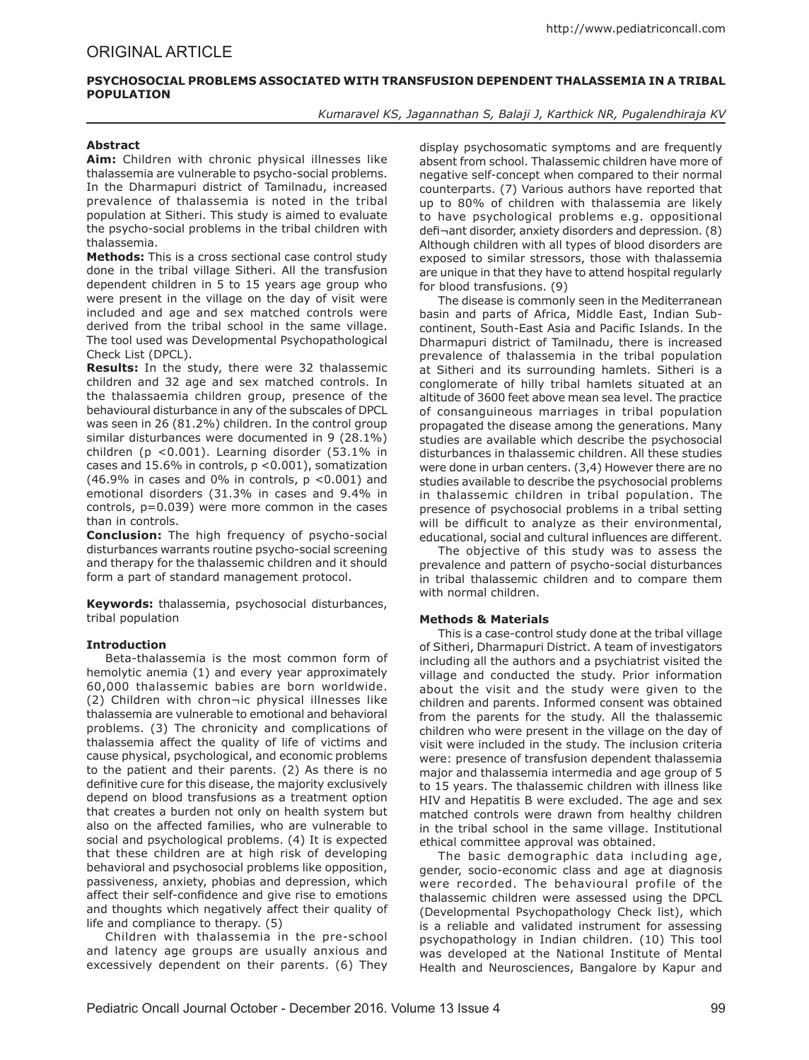## ORIGINAL ARTICLE

### PSYCHOSOCIAL PROBLEMS ASSOCIATED WITH TRANSFUSION DEPENDENT THALASSEMIA IN A TRIBAL POPULATION

*Kumaravel KS, Jagannathan S, Balaji J, Karthick NR, Pugalendhiraja KV*

**Abstract**

**Aim:** Children with chronic physical illnesses like thalassemia are vulnerable to psycho-social problems. In the Dharmapuri district of Tamilnadu, increased prevalence of thalassemia is noted in the tribal population at Sitheri. This study is aimed to evaluate the psycho-social problems in the tribal children with thalassemia.

**Methods:** This is a cross sectional case control study done in the tribal village Sitheri. All the transfusion dependent children in 5 to 15 years age group who were present in the village on the day of visit were included and age and sex matched controls were derived from the tribal school in the same village. The tool used was Developmental Psychopathological Check List (DPCL).

**Results:** In the study, there were 32 thalassemic children and 32 age and sex matched controls. In the thalassaemia children group, presence of the behavioural disturbance in any of the subscales of DPCL was seen in 26 (81.2%) children. In the control group similar disturbances were documented in 9 (28.1%) children ($p < 0.001$). Learning disorder (53.1% in cases and 15.6% in controls, $p < 0.001$), somatization (46.9% in cases and 0% in controls, $p < 0.001$) and emotional disorders (31.3% in cases and 9.4% in controls, $p = 0.039$) were more common in the cases than in controls.

**Conclusion:** The high frequency of psycho-social disturbances warrants routine psycho-social screening and therapy for the thalassemic children and it should form a part of standard management protocol.

**Keywords:** thalassemia, psychosocial disturbances, tribal population

**Introduction**

Beta-thalassemia is the most common form of hemolytic anemia (1) and every year approximately 60,000 thalassemic babies are born worldwide. (2) Children with chron¬ic physical illnesses like thalassemia are vulnerable to emotional and behavioral problems. (3) The chronicity and complications of thalassemia affect the quality of life of victims and cause physical, psychological, and economic problems to the patient and their parents. (2) As there is no definitive cure for this disease, the majority exclusively depend on blood transfusions as a treatment option that creates a burden not only on health system but also on the affected families, who are vulnerable to social and psychological problems. (4) It is expected that these children are at high risk of developing behavioral and psychosocial problems like opposition, passiveness, anxiety, phobias and depression, which affect their self-confidence and give rise to emotions and thoughts which negatively affect their quality of life and compliance to therapy. (5)

Children with thalassemia in the pre-school and latency age groups are usually anxious and excessively dependent on their parents. (6) They display psychosomatic symptoms and are frequently absent from school. Thalassemic children have more of negative self-concept when compared to their normal counterparts. (7) Various authors have reported that up to 80% of children with thalassemia are likely to have psychological problems e.g. oppositional defi¬ant disorder, anxiety disorders and depression. (8) Although children with all types of blood disorders are exposed to similar stressors, those with thalassemia are unique in that they have to attend hospital regularly for blood transfusions. (9)

The disease is commonly seen in the Mediterranean basin and parts of Africa, Middle East, Indian Sub-continent, South-East Asia and Pacific Islands. In the Dharmapuri district of Tamilnadu, there is increased prevalence of thalassemia in the tribal population at Sitheri and its surrounding hamlets. Sitheri is a conglomerate of hilly tribal hamlets situated at an altitude of 3600 feet above mean sea level. The practice of consanguineous marriages in tribal population propagated the disease among the generations. Many studies are available which describe the psychosocial disturbances in thalassemic children. All these studies were done in urban centers. (3,4) However there are no studies available to describe the psychosocial problems in thalassemic children in tribal population. The presence of psychosocial problems in a tribal setting will be difficult to analyze as their environmental, educational, social and cultural influences are different.

The objective of this study was to assess the prevalence and pattern of psycho-social disturbances in tribal thalassemic children and to compare them with normal children.

**Methods & Materials**

This is a case-control study done at the tribal village of Sitheri, Dharmapuri District. A team of investigators including all the authors and a psychiatrist visited the village and conducted the study. Prior information about the visit and the study were given to the children and parents. Informed consent was obtained from the parents for the study. All the thalassemic children who were present in the village on the day of visit were included in the study. The inclusion criteria were: presence of transfusion dependent thalassemia major and thalassemia intermedia and age group of 5 to 15 years. The thalassemic children with illness like HIV and Hepatitis B were excluded. The age and sex matched controls were drawn from healthy children in the tribal school in the same village. Institutional ethical committee approval was obtained.

The basic demographic data including age, gender, socio-economic class and age at diagnosis were recorded. The behavioural profile of the thalassemic children were assessed using the DPCL (Developmental Psychopathology Check list), which is a reliable and validated instrument for assessing psychopathology in Indian children. (10) This tool was developed at the National Institute of Mental Health and Neurosciences, Bangalore by Kapur and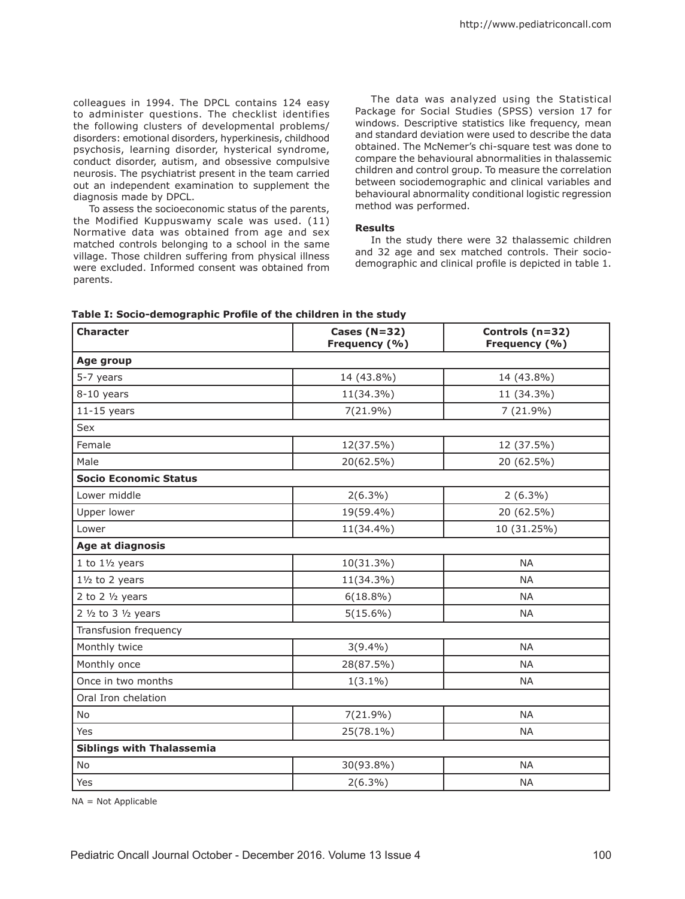colleagues in 1994. The DPCL contains 124 easy to administer questions. The checklist identifies the following clusters of developmental problems/ disorders: emotional disorders, hyperkinesis, childhood psychosis, learning disorder, hysterical syndrome, conduct disorder, autism, and obsessive compulsive neurosis. The psychiatrist present in the team carried out an independent examination to supplement the diagnosis made by DPCL.

To assess the socioeconomic status of the parents, the Modified Kuppuswamy scale was used. (11) Normative data was obtained from age and sex matched controls belonging to a school in the same village. Those children suffering from physical illness were excluded. Informed consent was obtained from parents.

The data was analyzed using the Statistical Package for Social Studies (SPSS) version 17 for windows. Descriptive statistics like frequency, mean and standard deviation were used to describe the data obtained. The McNemer's chi-square test was done to compare the behavioural abnormalities in thalassemic children and control group. To measure the correlation between sociodemographic and clinical variables and behavioural abnormality conditional logistic regression method was performed.

**Results**

In the study there were 32 thalassemic children and 32 age and sex matched controls. Their socio-demographic and clinical profile is depicted in table 1.

**Table I: Socio-demographic Profile of the children in the study**

| Character | Cases (N=32) Frequency (%) | Controls (n=32) Frequency (%) |
|---|---|---|
| **Age group** | | |
| 5-7 years | 14 (43.8%) | 14 (43.8%) |
| 8-10 years | 11(34.3%) | 11 (34.3%) |
| 11-15 years | 7(21.9%) | 7 (21.9%) |
| Sex | | |
| Female | 12(37.5%) | 12 (37.5%) |
| Male | 20(62.5%) | 20 (62.5%) |
| **Socio Economic Status** | | |
| Lower middle | 2(6.3%) | 2 (6.3%) |
| Upper lower | 19(59.4%) | 20 (62.5%) |
| Lower | 11(34.4%) | 10 (31.25%) |
| **Age at diagnosis** | | |
| 1 to 1½ years | 10(31.3%) | NA |
| 1½ to 2 years | 11(34.3%) | NA |
| 2 to 2 ½ years | 6(18.8%) | NA |
| 2 ½ to 3 ½ years | 5(15.6%) | NA |
| Transfusion frequency | | |
| Monthly twice | 3(9.4%) | NA |
| Monthly once | 28(87.5%) | NA |
| Once in two months | 1(3.1%) | NA |
| Oral Iron chelation | | |
| No | 7(21.9%) | NA |
| Yes | 25(78.1%) | NA |
| **Siblings with Thalassemia** | | |
| No | 30(93.8%) | NA |
| Yes | 2(6.3%) | NA |

NA = Not Applicable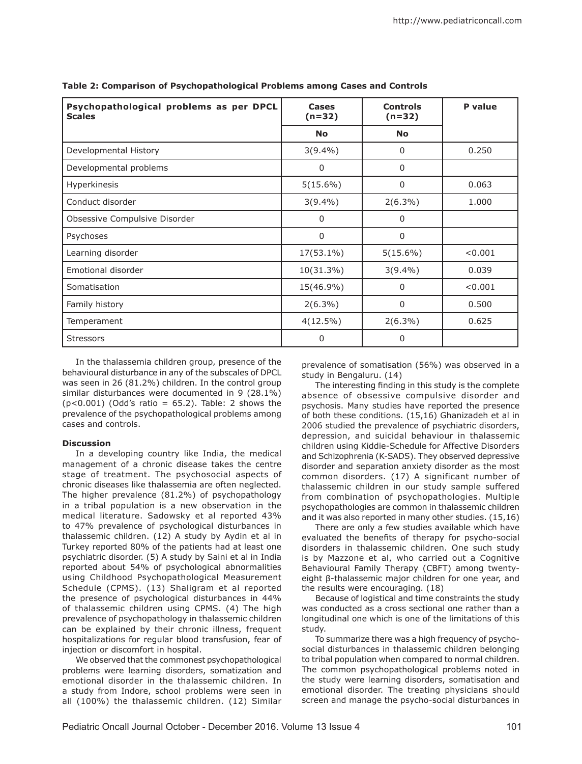**Table 2: Comparison of Psychopathological Problems among Cases and Controls**

| Psychopathological problems as per DPCL Scales | Cases (n=32) | Controls (n=32) | P value |
|---|---|---|---|
| | No | No | |
| Developmental History | 3(9.4%) | 0 | 0.250 |
| Developmental problems | 0 | 0 | |
| Hyperkinesis | 5(15.6%) | 0 | 0.063 |
| Conduct disorder | 3(9.4%) | 2(6.3%) | 1.000 |
| Obsessive Compulsive Disorder | 0 | 0 | |
| Psychoses | 0 | 0 | |
| Learning disorder | 17(53.1%) | 5(15.6%) | <0.001 |
| Emotional disorder | 10(31.3%) | 3(9.4%) | 0.039 |
| Somatisation | 15(46.9%) | 0 | <0.001 |
| Family history | 2(6.3%) | 0 | 0.500 |
| Temperament | 4(12.5%) | 2(6.3%) | 0.625 |
| Stressors | 0 | 0 | |

In the thalassemia children group, presence of the behavioural disturbance in any of the subscales of DPCL was seen in 26 (81.2%) children. In the control group similar disturbances were documented in 9 (28.1%) ($p<0.001$) (Odd's ratio = 65.2). Table: 2 shows the prevalence of the psychopathological problems among cases and controls.

**Discussion**

In a developing country like India, the medical management of a chronic disease takes the centre stage of treatment. The psychosocial aspects of chronic diseases like thalassemia are often neglected. The higher prevalence (81.2%) of psychopathology in a tribal population is a new observation in the medical literature. Sadowsky et al reported 43% to 47% prevalence of psychological disturbances in thalassemic children. (12) A study by Aydin et al in Turkey reported 80% of the patients had at least one psychiatric disorder. (5) A study by Saini et al in India reported about 54% of psychological abnormalities using Childhood Psychopathological Measurement Schedule (CPMS). (13) Shaligram et al reported the presence of psychological disturbances in 44% of thalassemic children using CPMS. (4) The high prevalence of psychopathology in thalassemic children can be explained by their chronic illness, frequent hospitalizations for regular blood transfusion, fear of injection or discomfort in hospital.

We observed that the commonest psychopathological problems were learning disorders, somatization and emotional disorder in the thalassemic children. In a study from Indore, school problems were seen in all (100%) the thalassemic children. (12) Similar prevalence of somatisation (56%) was observed in a study in Bengaluru. (14)

The interesting finding in this study is the complete absence of obsessive compulsive disorder and psychosis. Many studies have reported the presence of both these conditions. (15,16) Ghanizadeh et al in 2006 studied the prevalence of psychiatric disorders, depression, and suicidal behaviour in thalassemic children using Kiddie-Schedule for Affective Disorders and Schizophrenia (K-SADS). They observed depressive disorder and separation anxiety disorder as the most common disorders. (17) A significant number of thalassemic children in our study sample suffered from combination of psychopathologies. Multiple psychopathologies are common in thalassemic children and it was also reported in many other studies. (15,16)

There are only a few studies available which have evaluated the benefits of therapy for psycho-social disorders in thalassemic children. One such study is by Mazzone et al, who carried out a Cognitive Behavioural Family Therapy (CBFT) among twenty-eight β-thalassemic major children for one year, and the results were encouraging. (18)

Because of logistical and time constraints the study was conducted as a cross sectional one rather than a longitudinal one which is one of the limitations of this study.

To summarize there was a high frequency of psycho-social disturbances in thalassemic children belonging to tribal population when compared to normal children. The common psychopathological problems noted in the study were learning disorders, somatisation and emotional disorder. The treating physicians should screen and manage the psycho-social disturbances in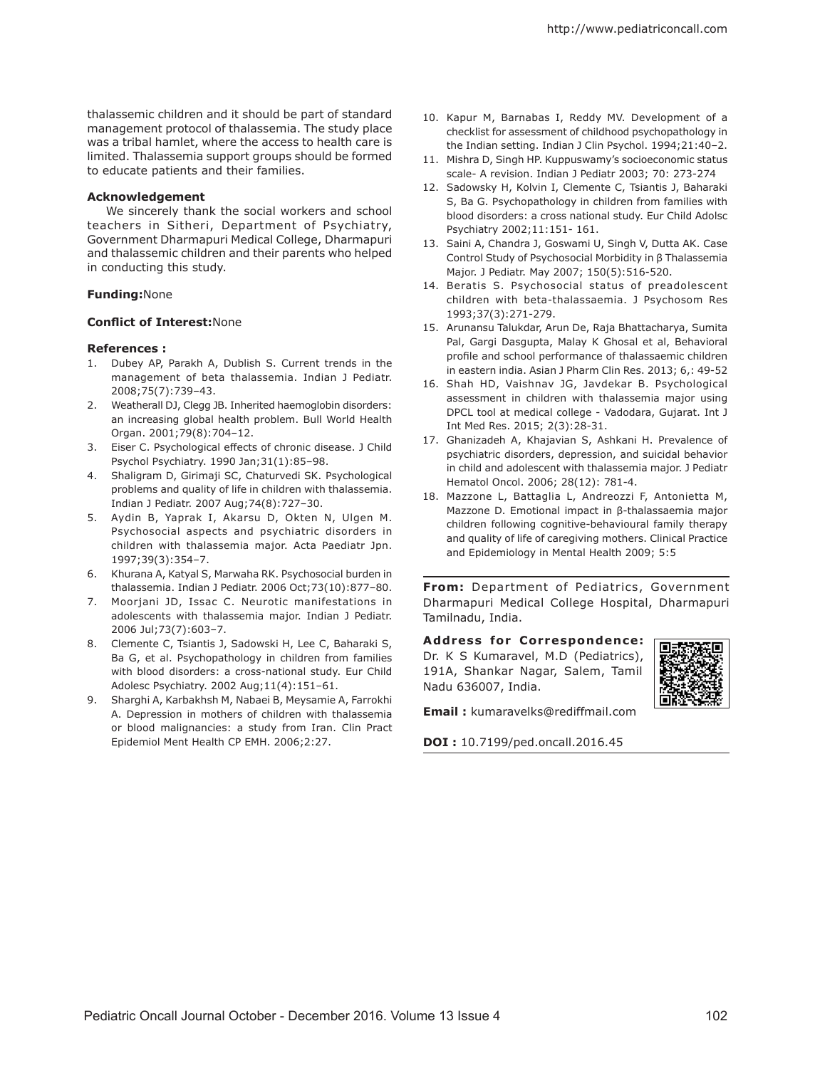thalassemic children and it should be part of standard management protocol of thalassemia. The study place was a tribal hamlet, where the access to health care is limited. Thalassemia support groups should be formed to educate patients and their families.

**Acknowledgement**

We sincerely thank the social workers and school teachers in Sitheri, Department of Psychiatry, Government Dharmapuri Medical College, Dharmapuri and thalassemic children and their parents who helped in conducting this study.

**Funding:**None

**Conflict of Interest:**None

**References :**

1. Dubey AP, Parakh A, Dublish S. Current trends in the management of beta thalassemia. Indian J Pediatr. 2008;75(7):739–43.
2. Weatherall DJ, Clegg JB. Inherited haemoglobin disorders: an increasing global health problem. Bull World Health Organ. 2001;79(8):704–12.
3. Eiser C. Psychological effects of chronic disease. J Child Psychol Psychiatry. 1990 Jan;31(1):85–98.
4. Shaligram D, Girimaji SC, Chaturvedi SK. Psychological problems and quality of life in children with thalassemia. Indian J Pediatr. 2007 Aug;74(8):727–30.
5. Aydin B, Yaprak I, Akarsu D, Okten N, Ulgen M. Psychosocial aspects and psychiatric disorders in children with thalassemia major. Acta Paediatr Jpn. 1997;39(3):354–7.
6. Khurana A, Katyal S, Marwaha RK. Psychosocial burden in thalassemia. Indian J Pediatr. 2006 Oct;73(10):877–80.
7. Moorjani JD, Issac C. Neurotic manifestations in adolescents with thalassemia major. Indian J Pediatr. 2006 Jul;73(7):603–7.
8. Clemente C, Tsiantis J, Sadowski H, Lee C, Baharaki S, Ba G, et al. Psychopathology in children from families with blood disorders: a cross-national study. Eur Child Adolesc Psychiatry. 2002 Aug;11(4):151–61.
9. Sharghi A, Karbakhsh M, Nabaei B, Meysamie A, Farrokhi A. Depression in mothers of children with thalassemia or blood malignancies: a study from Iran. Clin Pract Epidemiol Ment Health CP EMH. 2006;2:27.
10. Kapur M, Barnabas I, Reddy MV. Development of a checklist for assessment of childhood psychopathology in the Indian setting. Indian J Clin Psychol. 1994;21:40–2.
11. Mishra D, Singh HP. Kuppuswamy's socioeconomic status scale- A revision. Indian J Pediatr 2003; 70: 273-274
12. Sadowsky H, Kolvin I, Clemente C, Tsiantis J, Baharaki S, Ba G. Psychopathology in children from families with blood disorders: a cross national study. Eur Child Adolsc Psychiatry 2002;11:151- 161.
13. Saini A, Chandra J, Goswami U, Singh V, Dutta AK. Case Control Study of Psychosocial Morbidity in β Thalassemia Major. J Pediatr. May 2007; 150(5):516-520.
14. Beratis S. Psychosocial status of preadolescent children with beta-thalassaemia. J Psychosom Res 1993;37(3):271-279.
15. Arunansu Talukdar, Arun De, Raja Bhattacharya, Sumita Pal, Gargi Dasgupta, Malay K Ghosal et al, Behavioral profile and school performance of thalassaemic children in eastern india. Asian J Pharm Clin Res. 2013; 6,: 49-52
16. Shah HD, Vaishnav JG, Javdekar B. Psychological assessment in children with thalassemia major using DPCL tool at medical college - Vadodara, Gujarat. Int J Int Med Res. 2015; 2(3):28-31.
17. Ghanizadeh A, Khajavian S, Ashkani H. Prevalence of psychiatric disorders, depression, and suicidal behavior in child and adolescent with thalassemia major. J Pediatr Hematol Oncol. 2006; 28(12): 781-4.
18. Mazzone L, Battaglia L, Andreozzi F, Antonietta M, Mazzone D. Emotional impact in β-thalassaemia major children following cognitive-behavioural family therapy and quality of life of caregiving mothers. Clinical Practice and Epidemiology in Mental Health 2009; 5:5

---

**From:** Department of Pediatrics, Government Dharmapuri Medical College Hospital, Dharmapuri Tamilnadu, India.

**Address for Correspondence:** Dr. K S Kumaravel, M.D (Pediatrics), 191A, Shankar Nagar, Salem, Tamil Nadu 636007, India.

**Email :** kumaravelks@rediffmail.com

**DOI :** 10.7199/ped.oncall.2016.45